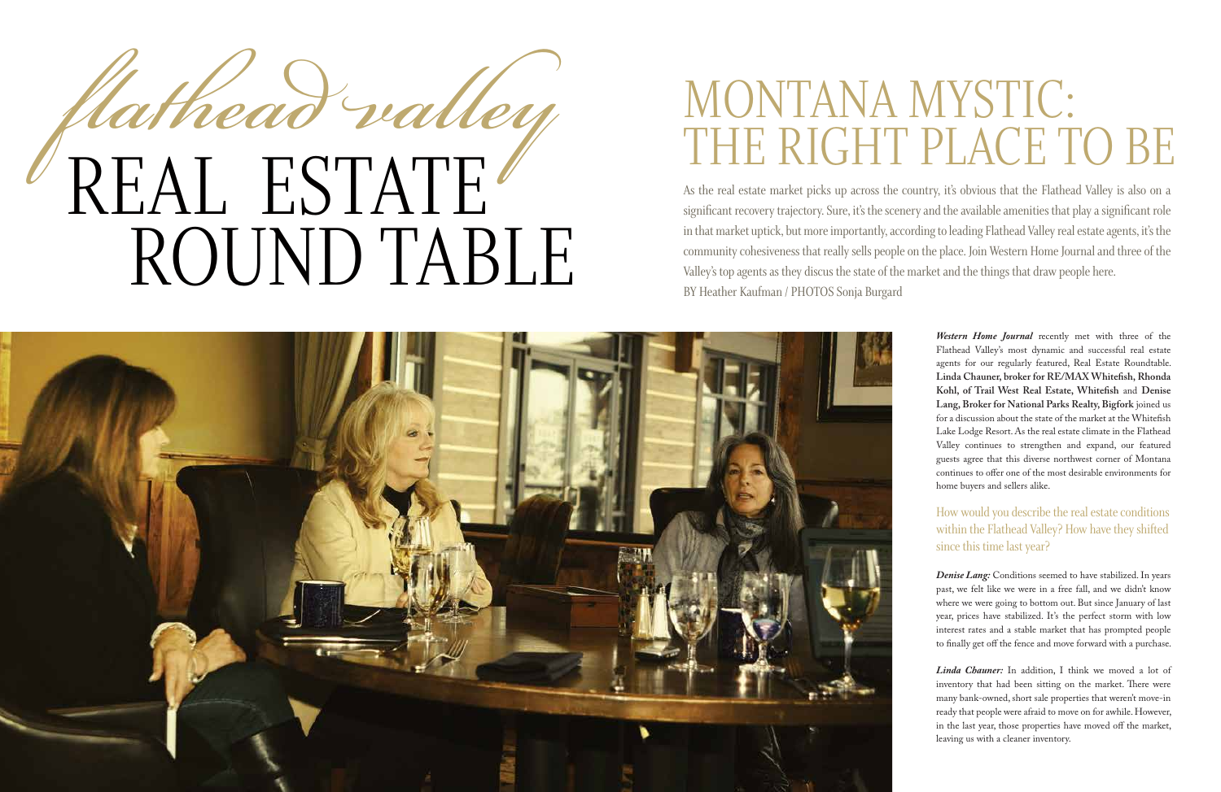# *flathead valley* REAL ESTATE ROUND TABLE

## MONTANA MYSTIC: THE RIGHT PLACE TO BE

As the real estate market picks up across the country, it's obvious that the Flathead Valley is also on a significant recovery trajectory. Sure, it's the scenery and the available amenities that play a significant role in that market uptick, but more importantly, according to leading Flathead Valley real estate agents, it's the community cohesiveness that really sells people on the place. Join Western Home Journal and three of the Valley's top agents as they discus the state of the market and the things that draw people here.

BY Heather Kaufman / PHOTOS Sonja Burgard

***Western Home Journal*** recently met with three of the Flathead Valley's most dynamic and successful real estate agents for our regularly featured, Real Estate Roundtable. **Linda Chauner, broker for RE/MAX Whitefish, Rhonda Kohl, of Trail West Real Estate, Whitefish** and **Denise Lang, Broker for National Parks Realty, Bigfork** joined us for a discussion about the state of the market at the Whitefish Lake Lodge Resort. As the real estate climate in the Flathead Valley continues to strengthen and expand, our featured guests agree that this diverse northwest corner of Montana continues to offer one of the most desirable environments for home buyers and sellers alike.

### How would you describe the real estate conditions within the Flathead Valley? How have they shifted since this time last year?

***Denise Lang:*** Conditions seemed to have stabilized. In years past, we felt like we were in a free fall, and we didn't know where we were going to bottom out. But since January of last year, prices have stabilized. It's the perfect storm with low interest rates and a stable market that has prompted people to finally get off the fence and move forward with a purchase.

***Linda Chauner:*** In addition, I think we moved a lot of inventory that had been sitting on the market. There were many bank-owned, short sale properties that weren't move-in ready that people were afraid to move on for awhile. However, in the last year, those properties have moved off the market, leaving us with a cleaner inventory.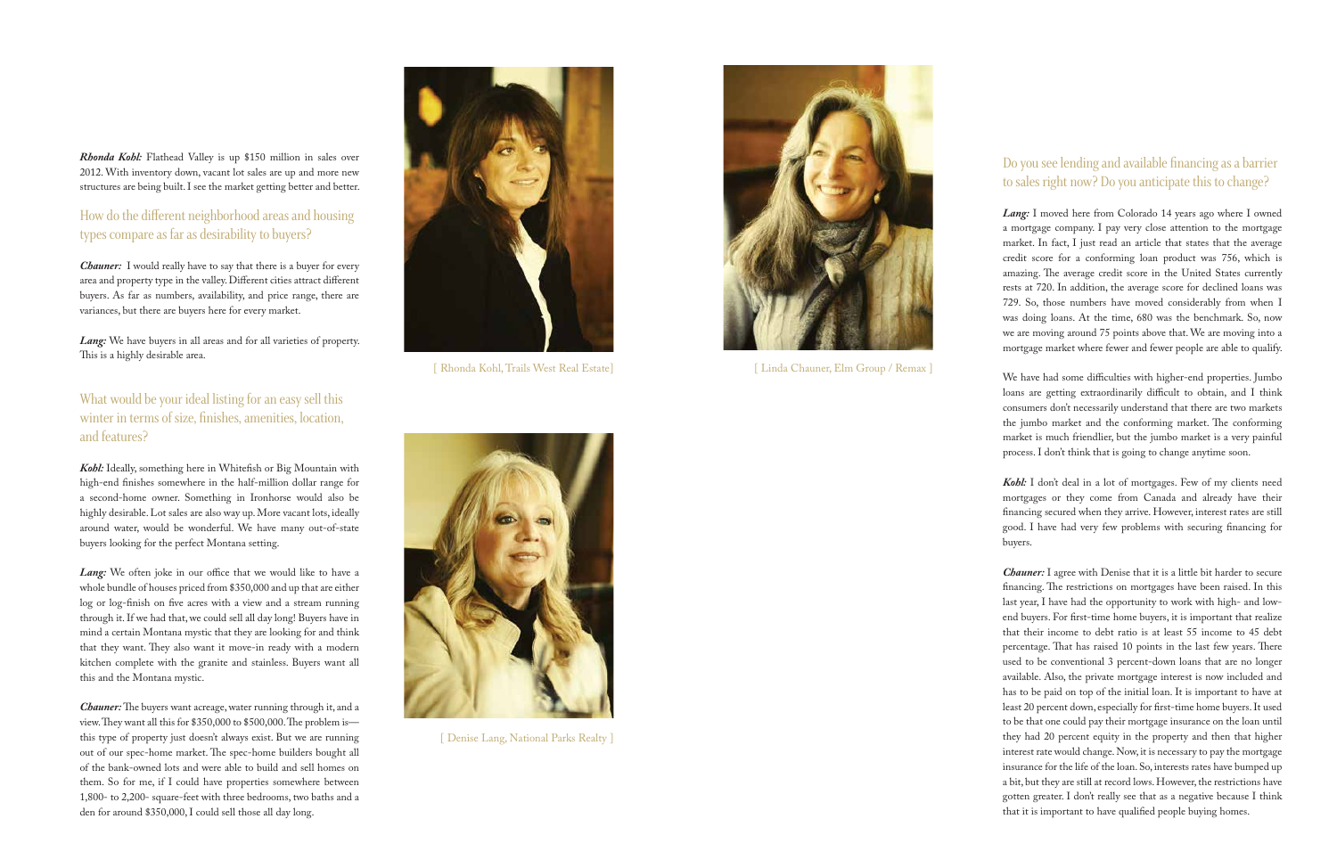***Rhonda Kohl:*** Flathead Valley is up $150 million in sales over 2012. With inventory down, vacant lot sales are up and more new structures are being built. I see the market getting better and better.

## How do the different neighborhood areas and housing types compare as far as desirability to buyers?

***Chauner:*** I would really have to say that there is a buyer for every area and property type in the valley. Different cities attract different buyers. As far as numbers, availability, and price range, there are variances, but there are buyers here for every market.

***Lang:*** We have buyers in all areas and for all varieties of property. This is a highly desirable area.

## What would be your ideal listing for an easy sell this winter in terms of size, finishes, amenities, location, and features?

***Kohl:*** Ideally, something here in Whitefish or Big Mountain with high-end finishes somewhere in the half-million dollar range for a second-home owner. Something in Ironhorse would also be highly desirable. Lot sales are also way up. More vacant lots, ideally around water, would be wonderful. We have many out-of-state buyers looking for the perfect Montana setting.

***Lang:*** We often joke in our office that we would like to have a whole bundle of houses priced from $350,000 and up that are either log or log-finish on five acres with a view and a stream running through it. If we had that, we could sell all day long! Buyers have in mind a certain Montana mystic that they are looking for and think that they want. They also want it move-in ready with a modern kitchen complete with the granite and stainless. Buyers want all this and the Montana mystic.

***Chauner:*** The buyers want acreage, water running through it, and a view. They want all this for $350,000 to $500,000. The problem is—this type of property just doesn't always exist. But we are running out of our spec-home market. The spec-home builders bought all of the bank-owned lots and were able to build and sell homes on them. So for me, if I could have properties somewhere between 1,800- to 2,200- square-feet with three bedrooms, two baths and a den for around $350,000, I could sell those all day long.

[ Rhonda Kohl, Trails West Real Estate]

[ Denise Lang, National Parks Realty ]

[ Linda Chauner, Elm Group / Remax ]

## Do you see lending and available financing as a barrier to sales right now? Do you anticipate this to change?

***Lang:*** I moved here from Colorado 14 years ago where I owned a mortgage company. I pay very close attention to the mortgage market. In fact, I just read an article that states that the average credit score for a conforming loan product was 756, which is amazing. The average credit score in the United States currently rests at 720. In addition, the average score for declined loans was 729. So, those numbers have moved considerably from when I was doing loans. At the time, 680 was the benchmark. So, now we are moving around 75 points above that. We are moving into a mortgage market where fewer and fewer people are able to qualify.

We have had some difficulties with higher-end properties. Jumbo loans are getting extraordinarily difficult to obtain, and I think consumers don't necessarily understand that there are two markets the jumbo market and the conforming market. The conforming market is much friendlier, but the jumbo market is a very painful process. I don't think that is going to change anytime soon.

***Kohl:*** I don't deal in a lot of mortgages. Few of my clients need mortgages or they come from Canada and already have their financing secured when they arrive. However, interest rates are still good. I have had very few problems with securing financing for buyers.

***Chauner:*** I agree with Denise that it is a little bit harder to secure financing. The restrictions on mortgages have been raised. In this last year, I have had the opportunity to work with high- and low-end buyers. For first-time home buyers, it is important that realize that their income to debt ratio is at least 55 income to 45 debt percentage. That has raised 10 points in the last few years. There used to be conventional 3 percent-down loans that are no longer available. Also, the private mortgage interest is now included and has to be paid on top of the initial loan. It is important to have at least 20 percent down, especially for first-time home buyers. It used to be that one could pay their mortgage insurance on the loan until they had 20 percent equity in the property and then that higher interest rate would change. Now, it is necessary to pay the mortgage insurance for the life of the loan. So, interests rates have bumped up a bit, but they are still at record lows. However, the restrictions have gotten greater. I don't really see that as a negative because I think that it is important to have qualified people buying homes.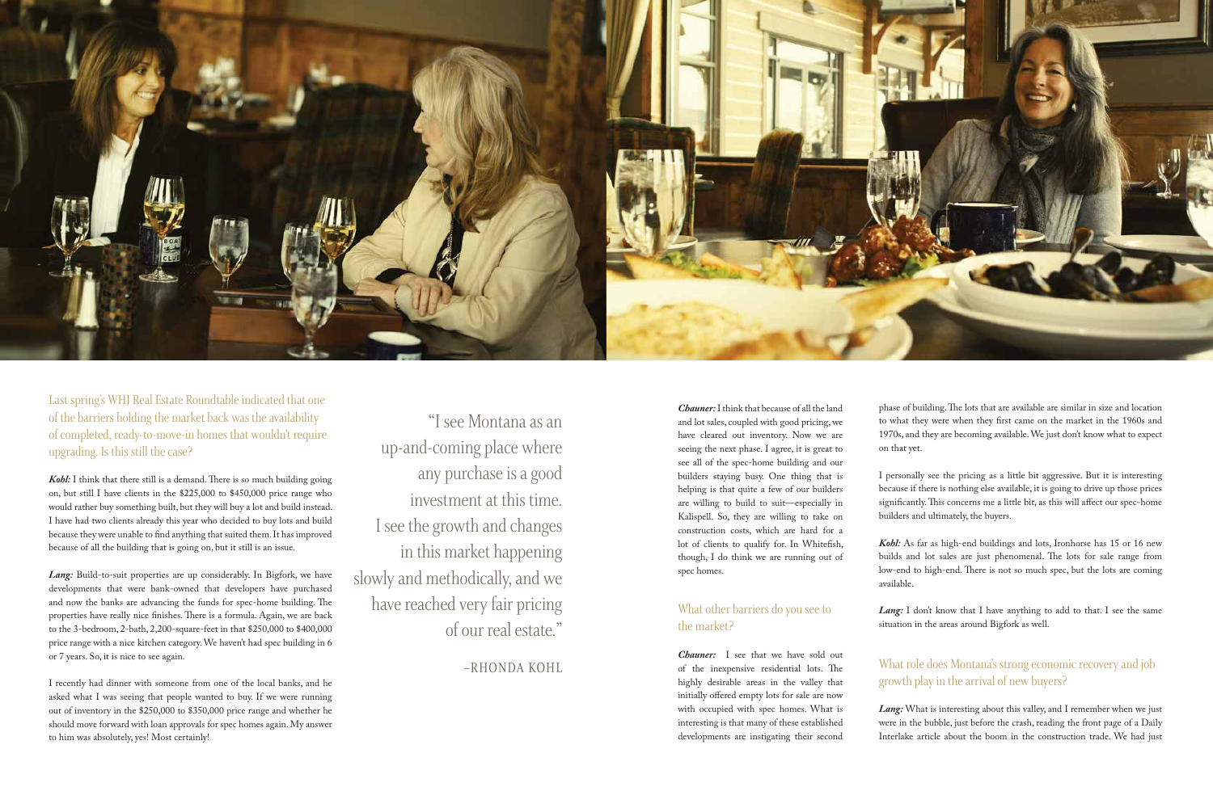## Last spring's WHJ Real Estate Roundtable indicated that one of the barriers holding the market back was the availability of completed, ready-to-move-in homes that wouldn't require upgrading. Is this still the case?

***Kohl:*** I think that there still is a demand. There is so much building going on, but still I have clients in the $225,000 to $450,000 price range who would rather buy something built, but they will buy a lot and build instead. I have had two clients already this year who decided to buy lots and build because they were unable to find anything that suited them. It has improved because of all the building that is going on, but it still is an issue.

***Lang:*** Build-to-suit properties are up considerably. In Bigfork, we have developments that were bank-owned that developers have purchased and now the banks are advancing the funds for spec-home building. The properties have really nice finishes. There is a formula. Again, we are back to the 3-bedroom, 2-bath, 2,200-square-feet in that $250,000 to $400,000 price range with a nice kitchen category. We haven't had spec building in 6 or 7 years. So, it is nice to see again.

I recently had dinner with someone from one of the local banks, and he asked what I was seeing that people wanted to buy. If we were running out of inventory in the $250,000 to $350,000 price range and whether he should move forward with loan approvals for spec homes again. My answer to him was absolutely, yes! Most certainly!

> "I see Montana as an up-and-coming place where any purchase is a good investment at this time. I see the growth and changes in this market happening slowly and methodically, and we have reached very fair pricing of our real estate."
>
> –RHONDA KOHL

***Chauner:*** I think that because of all the land and lot sales, coupled with good pricing, we have cleared out inventory. Now we are seeing the next phase. I agree, it is great to see all of the spec-home building and our builders staying busy. One thing that is helping is that quite a few of our builders are willing to build to suit—especially in Kalispell. So, they are willing to take on construction costs, which are hard for a lot of clients to qualify for. In Whitefish, though, I do think we are running out of spec homes.

## What other barriers do you see to the market?

***Chauner:*** I see that we have sold out of the inexpensive residential lots. The highly desirable areas in the valley that initially offered empty lots for sale are now with occupied with spec homes. What is interesting is that many of these established developments are instigating their second phase of building. The lots that are available are similar in size and location to what they were when they first came on the market in the 1960s and 1970s, and they are becoming available. We just don't know what to expect on that yet.

I personally see the pricing as a little bit aggressive. But it is interesting because if there is nothing else available, it is going to drive up those prices significantly. This concerns me a little bit, as this will affect our spec-home builders and ultimately, the buyers.

***Kohl:*** As far as high-end buildings and lots, Ironhorse has 15 or 16 new builds and lot sales are just phenomenal. The lots for sale range from low-end to high-end. There is not so much spec, but the lots are coming available.

***Lang:*** I don't know that I have anything to add to that. I see the same situation in the areas around Bigfork as well.

## What role does Montana's strong economic recovery and job growth play in the arrival of new buyers?

***Lang:*** What is interesting about this valley, and I remember when we just were in the bubble, just before the crash, reading the front page of a Daily Interlake article about the boom in the construction trade. We had just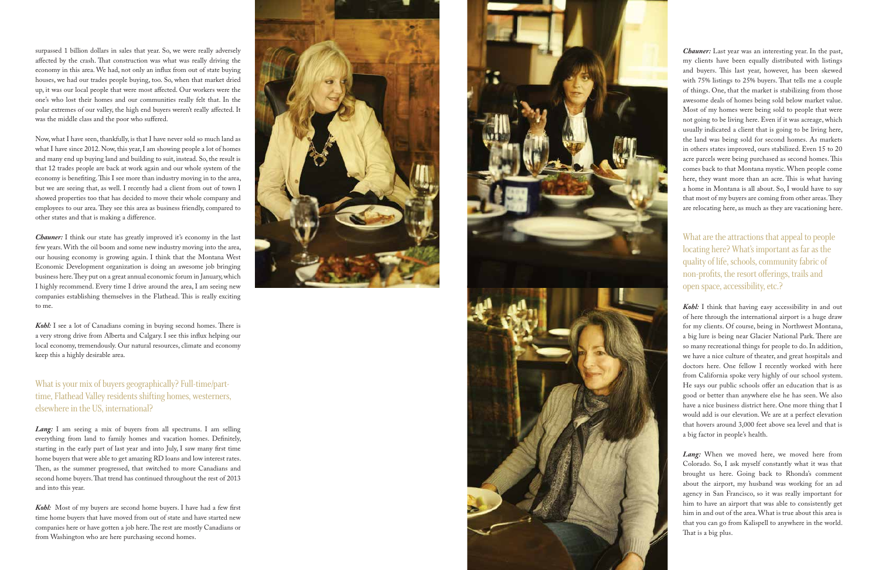surpassed 1 billion dollars in sales that year. So, we were really adversely affected by the crash. That construction was what was really driving the economy in this area. We had, not only an influx from out of state buying houses, we had our trades people buying, too. So, when that market dried up, it was our local people that were most affected. Our workers were the one's who lost their homes and our communities really felt that. In the polar extremes of our valley, the high end buyers weren't really affected. It was the middle class and the poor who suffered.

Now, what I have seen, thankfully, is that I have never sold so much land as what I have since 2012. Now, this year, I am showing people a lot of homes and many end up buying land and building to suit, instead. So, the result is that 12 trades people are back at work again and our whole system of the economy is benefiting. This I see more than industry moving in to the area, but we are seeing that, as well. I recently had a client from out of town I showed properties too that has decided to move their whole company and employees to our area. They see this area as business friendly, compared to other states and that is making a difference.

***Chauner:*** I think our state has greatly improved it's economy in the last few years. With the oil boom and some new industry moving into the area, our housing economy is growing again. I think that the Montana West Economic Development organization is doing an awesome job bringing business here. They put on a great annual economic forum in January, which I highly recommend. Every time I drive around the area, I am seeing new companies establishing themselves in the Flathead. This is really exciting to me.

***Kohl:*** I see a lot of Canadians coming in buying second homes. There is a very strong drive from Alberta and Calgary. I see this influx helping our local economy, tremendously. Our natural resources, climate and economy keep this a highly desirable area.

## What is your mix of buyers geographically? Full-time/part-time, Flathead Valley residents shifting homes, westerners, elsewhere in the US, international?

***Lang:*** I am seeing a mix of buyers from all spectrums. I am selling everything from land to family homes and vacation homes. Definitely, starting in the early part of last year and into July, I saw many first time home buyers that were able to get amazing RD loans and low interest rates. Then, as the summer progressed, that switched to more Canadians and second home buyers. That trend has continued throughout the rest of 2013 and into this year.

***Kohl:*** Most of my buyers are second home buyers. I have had a few first time home buyers that have moved from out of state and have started new companies here or have gotten a job here. The rest are mostly Canadians or from Washington who are here purchasing second homes.

***Chauner:*** Last year was an interesting year. In the past, my clients have been equally distributed with listings and buyers. This last year, however, has been skewed with 75% listings to 25% buyers. That tells me a couple of things. One, that the market is stabilizing from those awesome deals of homes being sold below market value. Most of my homes were being sold to people that were not going to be living here. Even if it was acreage, which usually indicated a client that is going to be living here, the land was being sold for second homes. As markets in others states improved, ours stabilized. Even 15 to 20 acre parcels were being purchased as second homes. This comes back to that Montana mystic. When people come here, they want more than an acre. This is what having a home in Montana is all about. So, I would have to say that most of my buyers are coming from other areas. They are relocating here, as much as they are vacationing here.

## What are the attractions that appeal to people locating here? What's important as far as the quality of life, schools, community fabric of non-profits, the resort offerings, trails and open space, accessibility, etc.?

***Kohl:*** I think that having easy accessibility in and out of here through the international airport is a huge draw for my clients. Of course, being in Northwest Montana, a big lure is being near Glacier National Park. There are so many recreational things for people to do. In addition, we have a nice culture of theater, and great hospitals and doctors here. One fellow I recently worked with here from California spoke very highly of our school system. He says our public schools offer an education that is as good or better than anywhere else he has seen. We also have a nice business district here. One more thing that I would add is our elevation. We are at a perfect elevation that hovers around 3,000 feet above sea level and that is a big factor in people's health.

***Lang:*** When we moved here, we moved here from Colorado. So, I ask myself constantly what it was that brought us here. Going back to Rhonda's comment about the airport, my husband was working for an ad agency in San Francisco, so it was really important for him to have an airport that was able to consistently get him in and out of the area. What is true about this area is that you can go from Kalispell to anywhere in the world. That is a big plus.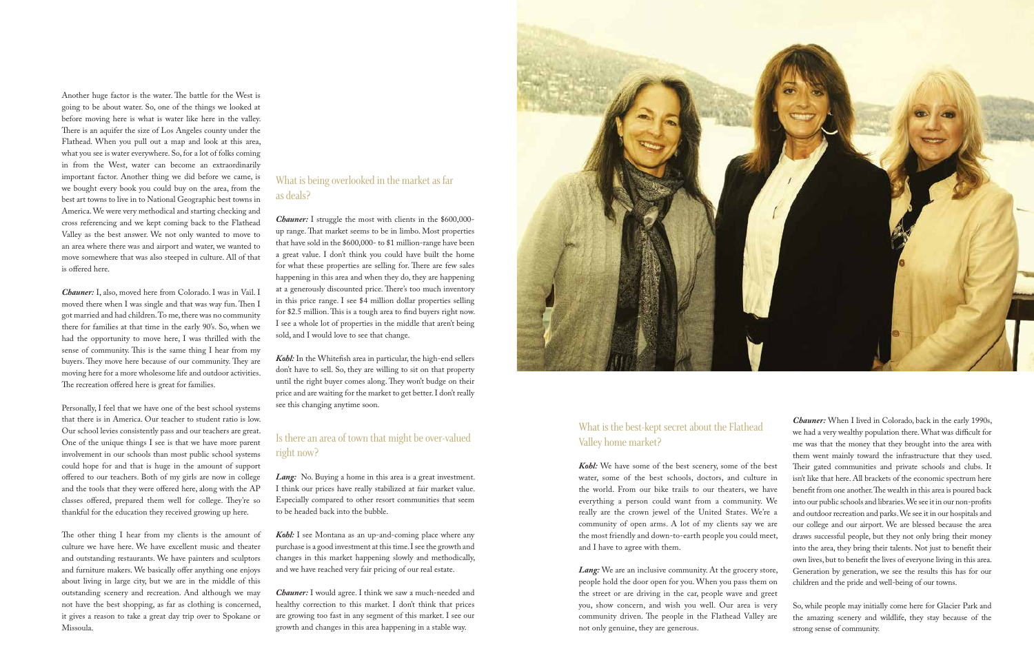Another huge factor is the water. The battle for the West is going to be about water. So, one of the things we looked at before moving here is what is water like here in the valley. There is an aquifer the size of Los Angeles county under the Flathead. When you pull out a map and look at this area, what you see is water everywhere. So, for a lot of folks coming in from the West, water can become an extraordinarily important factor. Another thing we did before we came, is we bought every book you could buy on the area, from the best art towns to live in to National Geographic best towns in America. We were very methodical and starting checking and cross referencing and we kept coming back to the Flathead Valley as the best answer. We not only wanted to move to an area where there was and airport and water, we wanted to move somewhere that was also steeped in culture. All of that is offered here.

***Chauner:*** I, also, moved here from Colorado. I was in Vail. I moved there when I was single and that was way fun. Then I got married and had children. To me, there was no community there for families at that time in the early 90's. So, when we had the opportunity to move here, I was thrilled with the sense of community. This is the same thing I hear from my buyers. They move here because of our community. They are moving here for a more wholesome life and outdoor activities. The recreation offered here is great for families.

Personally, I feel that we have one of the best school systems that there is in America. Our teacher to student ratio is low. Our school levies consistently pass and our teachers are great. One of the unique things I see is that we have more parent involvement in our schools than most public school systems could hope for and that is huge in the amount of support offered to our teachers. Both of my girls are now in college and the tools that they were offered here, along with the AP classes offered, prepared them well for college. They're so thankful for the education they received growing up here.

The other thing I hear from my clients is the amount of culture we have here. We have excellent music and theater and outstanding restaurants. We have painters and sculptors and furniture makers. We basically offer anything one enjoys about living in large city, but we are in the middle of this outstanding scenery and recreation. And although we may not have the best shopping, as far as clothing is concerned, it gives a reason to take a great day trip over to Spokane or Missoula.

## What is being overlooked in the market as far as deals?

***Chauner:*** I struggle the most with clients in the $600,000-up range. That market seems to be in limbo. Most properties that have sold in the $600,000- to $1 million-range have been a great value. I don't think you could have built the home for what these properties are selling for. There are few sales happening in this area and when they do, they are happening at a generously discounted price. There's too much inventory in this price range. I see $4 million dollar properties selling for $2.5 million. This is a tough area to find buyers right now. I see a whole lot of properties in the middle that aren't being sold, and I would love to see that change.

***Kohl:*** In the Whitefish area in particular, the high-end sellers don't have to sell. So, they are willing to sit on that property until the right buyer comes along. They won't budge on their price and are waiting for the market to get better. I don't really see this changing anytime soon.

## Is there an area of town that might be over-valued right now?

***Lang:*** No. Buying a home in this area is a great investment. I think our prices have really stabilized at fair market value. Especially compared to other resort communities that seem to be headed back into the bubble.

***Kohl:*** I see Montana as an up-and-coming place where any purchase is a good investment at this time. I see the growth and changes in this market happening slowly and methodically, and we have reached very fair pricing of our real estate.

***Chauner:*** I would agree. I think we saw a much-needed and healthy correction to this market. I don't think that prices are growing too fast in any segment of this market. I see our growth and changes in this area happening in a stable way.

## What is the best-kept secret about the Flathead Valley home market?

***Kohl:*** We have some of the best scenery, some of the best water, some of the best schools, doctors, and culture in the world. From our bike trails to our theaters, we have everything a person could want from a community. We really are the crown jewel of the United States. We're a community of open arms. A lot of my clients say we are the most friendly and down-to-earth people you could meet, and I have to agree with them.

***Lang:*** We are an inclusive community. At the grocery store, people hold the door open for you. When you pass them on the street or are driving in the car, people wave and greet you, show concern, and wish you well. Our area is very community driven. The people in the Flathead Valley are not only genuine, they are generous.

***Chauner:*** When I lived in Colorado, back in the early 1990s, we had a very wealthy population there. What was difficult for me was that the money that they brought into the area with them went mainly toward the infrastructure that they used. Their gated communities and private schools and clubs. It isn't like that here. All brackets of the economic spectrum here benefit from one another. The wealth in this area is poured back into our public schools and libraries. We see it in our non-profits and outdoor recreation and parks. We see it in our hospitals and our college and our airport. We are blessed because the area draws successful people, but they not only bring their money into the area, they bring their talents. Not just to benefit their own lives, but to benefit the lives of everyone living in this area. Generation by generation, we see the results this has for our children and the pride and well-being of our towns.

So, while people may initially come here for Glacier Park and the amazing scenery and wildlife, they stay because of the strong sense of community.